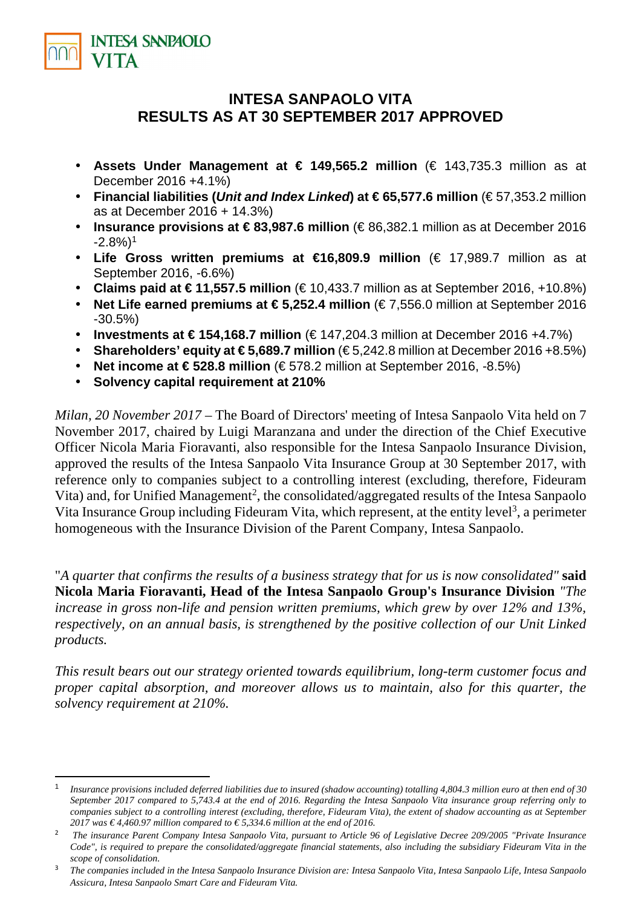# INTESA SANPAOLO VITA
# RESULTS AS AT 30 SEPTEMBER 2017 APPROVED

- **Assets Under Management at € 149,565.2 million** (€ 143,735.3 million as at December 2016 +4.1%)
- **Financial liabilities (*Unit and Index Linked*) at € 65,577.6 million** (€ 57,353.2 million as at December 2016 + 14.3%)
- **Insurance provisions at € 83,987.6 million** (€ 86,382.1 million as at December 2016 -2.8%)[1]
- **Life Gross written premiums at €16,809.9 million** (€ 17,989.7 million as at September 2016, -6.6%)
- **Claims paid at € 11,557.5 million** (€ 10,433.7 million as at September 2016, +10.8%)
- **Net Life earned premiums at € 5,252.4 million** (€ 7,556.0 million at September 2016 -30.5%)
- **Investments at € 154,168.7 million** (€ 147,204.3 million at December 2016 +4.7%)
- **Shareholders' equity at € 5,689.7 million** (€ 5,242.8 million at December 2016 +8.5%)
- **Net income at € 528.8 million** (€ 578.2 million at September 2016, -8.5%)
- **Solvency capital requirement at 210%**

*Milan, 20 November 2017* – The Board of Directors' meeting of Intesa Sanpaolo Vita held on 7 November 2017, chaired by Luigi Maranzana and under the direction of the Chief Executive Officer Nicola Maria Fioravanti, also responsible for the Intesa Sanpaolo Insurance Division, approved the results of the Intesa Sanpaolo Vita Insurance Group at 30 September 2017, with reference only to companies subject to a controlling interest (excluding, therefore, Fideuram Vita) and, for Unified Management[2], the consolidated/aggregated results of the Intesa Sanpaolo Vita Insurance Group including Fideuram Vita, which represent, at the entity level[3], a perimeter homogeneous with the Insurance Division of the Parent Company, Intesa Sanpaolo.

"*A quarter that confirms the results of a business strategy that for us is now consolidated"* **said Nicola Maria Fioravanti, Head of the Intesa Sanpaolo Group's Insurance Division** *"The increase in gross non-life and pension written premiums, which grew by over 12% and 13%, respectively, on an annual basis, is strengthened by the positive collection of our Unit Linked products.*

*This result bears out our strategy oriented towards equilibrium, long-term customer focus and proper capital absorption, and moreover allows us to maintain, also for this quarter, the solvency requirement at 210%.*

---

[1] *Insurance provisions included deferred liabilities due to insured (shadow accounting) totalling 4,804.3 million euro at then end of 30 September 2017 compared to 5,743.4 at the end of 2016. Regarding the Intesa Sanpaolo Vita insurance group referring only to companies subject to a controlling interest (excluding, therefore, Fideuram Vita), the extent of shadow accounting as at September 2017 was € 4,460.97 million compared to € 5,334.6 million at the end of 2016.*

[2] *The insurance Parent Company Intesa Sanpaolo Vita, pursuant to Article 96 of Legislative Decree 209/2005 "Private Insurance Code", is required to prepare the consolidated/aggregate financial statements, also including the subsidiary Fideuram Vita in the scope of consolidation.*

[3] *The companies included in the Intesa Sanpaolo Insurance Division are: Intesa Sanpaolo Vita, Intesa Sanpaolo Life, Intesa Sanpaolo Assicura, Intesa Sanpaolo Smart Care and Fideuram Vita.*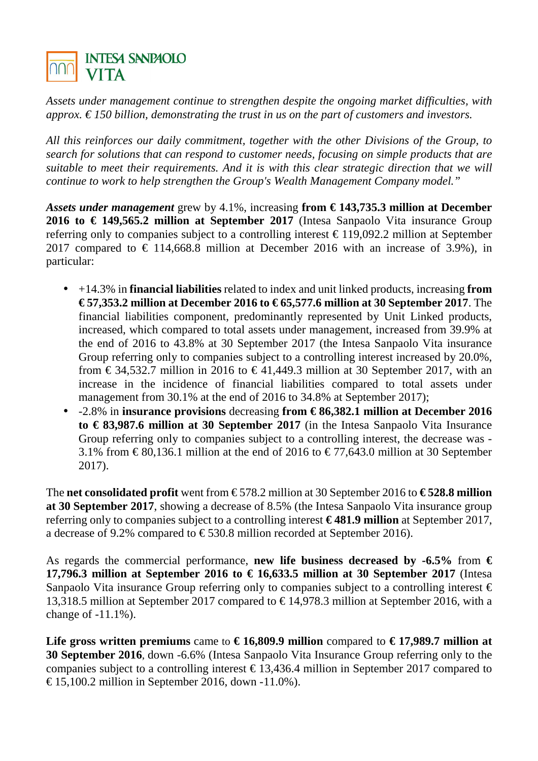*Assets under management continue to strengthen despite the ongoing market difficulties, with approx. € 150 billion, demonstrating the trust in us on the part of customers and investors.*

*All this reinforces our daily commitment, together with the other Divisions of the Group, to search for solutions that can respond to customer needs, focusing on simple products that are suitable to meet their requirements. And it is with this clear strategic direction that we will continue to work to help strengthen the Group's Wealth Management Company model."*

***Assets under management*** grew by 4.1%, increasing **from € 143,735.3 million at December 2016 to € 149,565.2 million at September 2017** (Intesa Sanpaolo Vita insurance Group referring only to companies subject to a controlling interest € 119,092.2 million at September 2017 compared to € 114,668.8 million at December 2016 with an increase of 3.9%), in particular:

- +14.3% in **financial liabilities** related to index and unit linked products, increasing **from € 57,353.2 million at December 2016 to € 65,577.6 million at 30 September 2017**. The financial liabilities component, predominantly represented by Unit Linked products, increased, which compared to total assets under management, increased from 39.9% at the end of 2016 to 43.8% at 30 September 2017 (the Intesa Sanpaolo Vita insurance Group referring only to companies subject to a controlling interest increased by 20.0%, from € 34,532.7 million in 2016 to € 41,449.3 million at 30 September 2017, with an increase in the incidence of financial liabilities compared to total assets under management from 30.1% at the end of 2016 to 34.8% at September 2017);
- -2.8% in **insurance provisions** decreasing **from € 86,382.1 million at December 2016 to € 83,987.6 million at 30 September 2017** (in the Intesa Sanpaolo Vita Insurance Group referring only to companies subject to a controlling interest, the decrease was -3.1% from € 80,136.1 million at the end of 2016 to € 77,643.0 million at 30 September 2017).

The **net consolidated profit** went from € 578.2 million at 30 September 2016 to **€ 528.8 million at 30 September 2017**, showing a decrease of 8.5% (the Intesa Sanpaolo Vita insurance group referring only to companies subject to a controlling interest **€ 481.9 million** at September 2017, a decrease of 9.2% compared to € 530.8 million recorded at September 2016).

As regards the commercial performance, **new life business decreased by -6.5%** from **€ 17,796.3 million at September 2016 to € 16,633.5 million at 30 September 2017** (Intesa Sanpaolo Vita insurance Group referring only to companies subject to a controlling interest € 13,318.5 million at September 2017 compared to € 14,978.3 million at September 2016, with a change of -11.1%).

**Life gross written premiums** came to **€ 16,809.9 million** compared to **€ 17,989.7 million at 30 September 2016**, down -6.6% (Intesa Sanpaolo Vita Insurance Group referring only to the companies subject to a controlling interest € 13,436.4 million in September 2017 compared to € 15,100.2 million in September 2016, down -11.0%).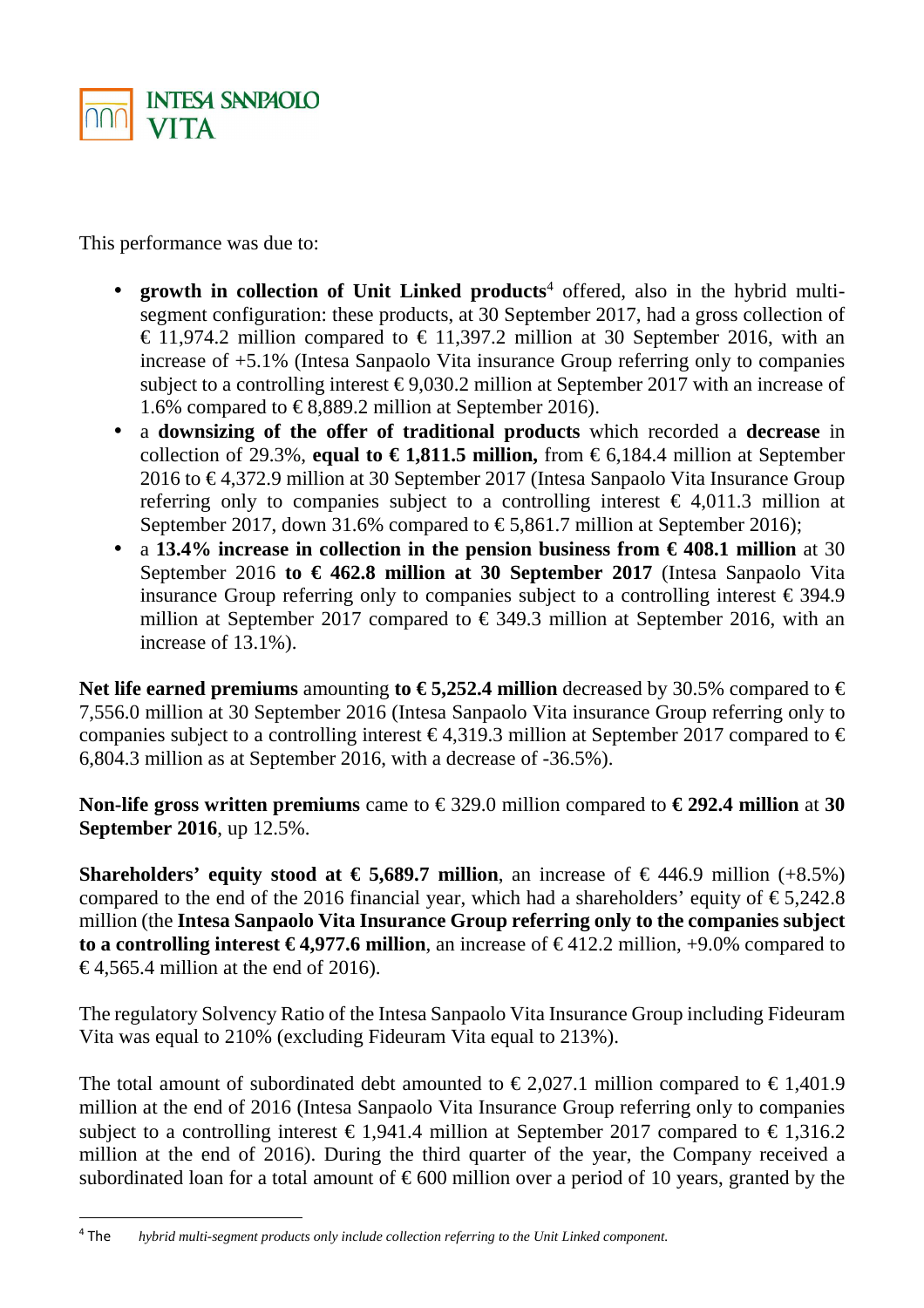This performance was due to:

- **growth in collection of Unit Linked products**[4] offered, also in the hybrid multi-segment configuration: these products, at 30 September 2017, had a gross collection of € 11,974.2 million compared to € 11,397.2 million at 30 September 2016, with an increase of +5.1% (Intesa Sanpaolo Vita insurance Group referring only to companies subject to a controlling interest € 9,030.2 million at September 2017 with an increase of 1.6% compared to € 8,889.2 million at September 2016).
- a **downsizing of the offer of traditional products** which recorded a **decrease** in collection of 29.3%, **equal to € 1,811.5 million,** from € 6,184.4 million at September 2016 to € 4,372.9 million at 30 September 2017 (Intesa Sanpaolo Vita Insurance Group referring only to companies subject to a controlling interest € 4,011.3 million at September 2017, down 31.6% compared to € 5,861.7 million at September 2016);
- a **13.4% increase in collection in the pension business from € 408.1 million** at 30 September 2016 **to € 462.8 million at 30 September 2017** (Intesa Sanpaolo Vita insurance Group referring only to companies subject to a controlling interest € 394.9 million at September 2017 compared to € 349.3 million at September 2016, with an increase of 13.1%).

**Net life earned premiums** amounting **to € 5,252.4 million** decreased by 30.5% compared to € 7,556.0 million at 30 September 2016 (Intesa Sanpaolo Vita insurance Group referring only to companies subject to a controlling interest € 4,319.3 million at September 2017 compared to € 6,804.3 million as at September 2016, with a decrease of -36.5%).

**Non-life gross written premiums** came to € 329.0 million compared to **€ 292.4 million** at **30 September 2016**, up 12.5%.

**Shareholders' equity stood at € 5,689.7 million**, an increase of € 446.9 million (+8.5%) compared to the end of the 2016 financial year, which had a shareholders' equity of € 5,242.8 million (the **Intesa Sanpaolo Vita Insurance Group referring only to the companies subject to a controlling interest € 4,977.6 million**, an increase of € 412.2 million, +9.0% compared to € 4,565.4 million at the end of 2016).

The regulatory Solvency Ratio of the Intesa Sanpaolo Vita Insurance Group including Fideuram Vita was equal to 210% (excluding Fideuram Vita equal to 213%).

The total amount of subordinated debt amounted to € 2,027.1 million compared to € 1,401.9 million at the end of 2016 (Intesa Sanpaolo Vita Insurance Group referring only to companies subject to a controlling interest € 1,941.4 million at September 2017 compared to € 1,316.2 million at the end of 2016). During the third quarter of the year, the Company received a subordinated loan for a total amount of € 600 million over a period of 10 years, granted by the

[4] The *hybrid multi-segment products only include collection referring to the Unit Linked component.*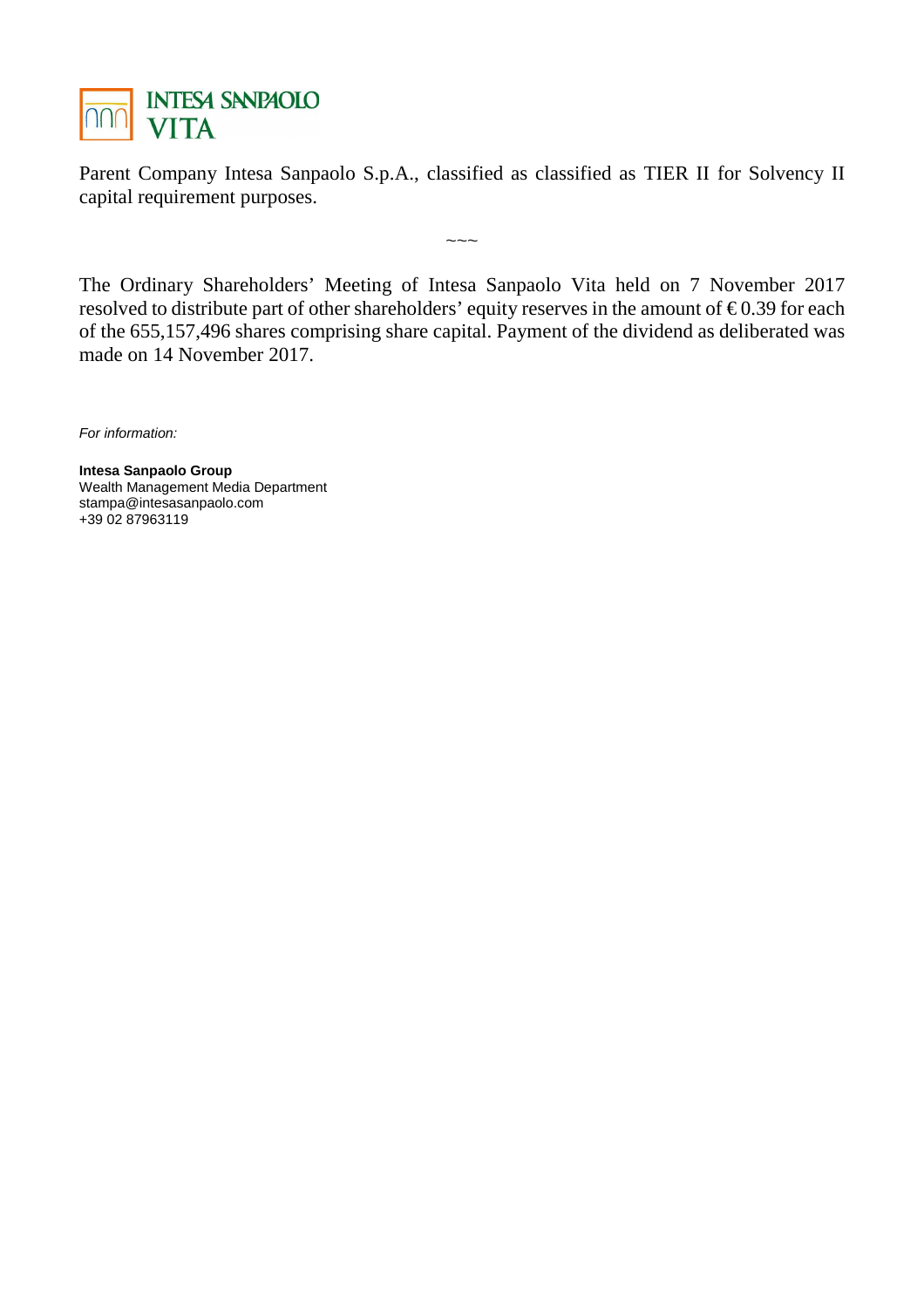Parent Company Intesa Sanpaolo S.p.A., classified as classified as TIER II for Solvency II capital requirement purposes.

~~~

The Ordinary Shareholders' Meeting of Intesa Sanpaolo Vita held on 7 November 2017 resolved to distribute part of other shareholders' equity reserves in the amount of € 0.39 for each of the 655,157,496 shares comprising share capital. Payment of the dividend as deliberated was made on 14 November 2017.

*For information:*

**Intesa Sanpaolo Group**
Wealth Management Media Department
stampa@intesasanpaolo.com
+39 02 87963119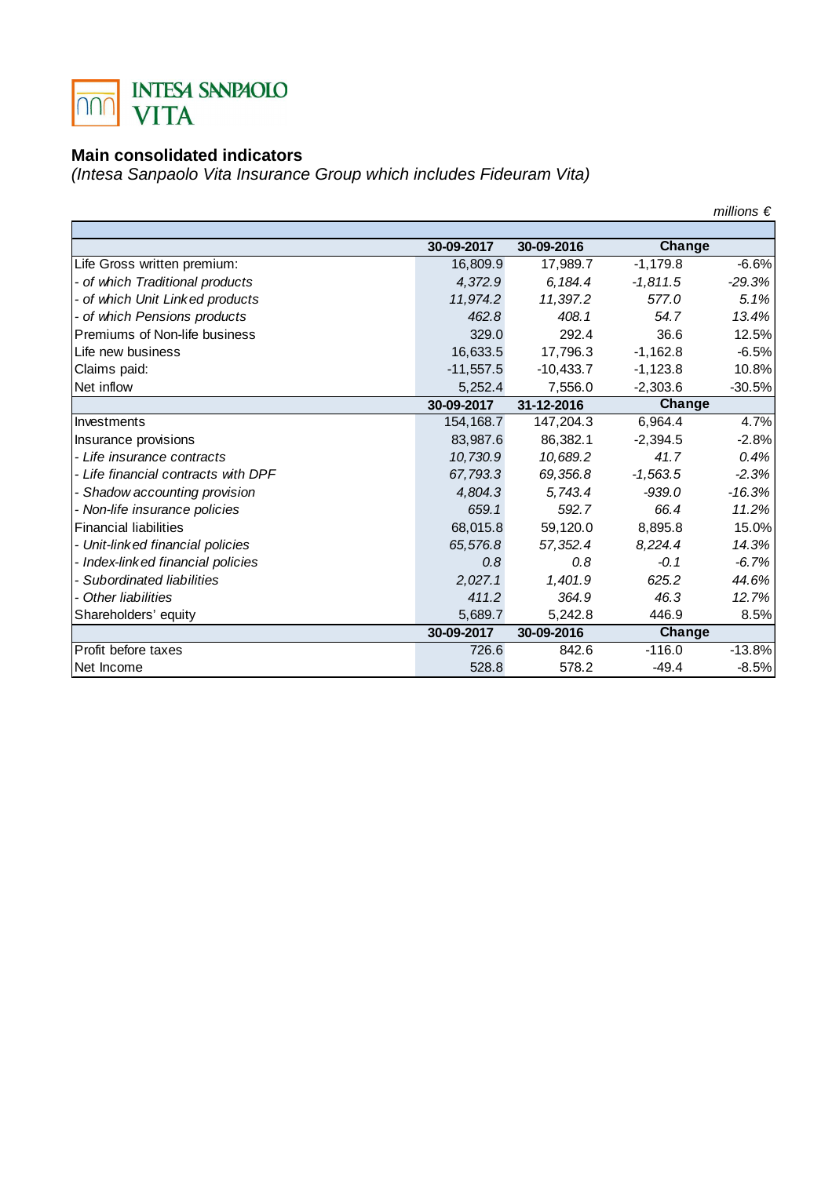INTESA SANPAOLO VITA

## Main consolidated indicators

*(Intesa Sanpaolo Vita Insurance Group which includes Fideuram Vita)*

*millions €*

| | 30-09-2017 | 30-09-2016 | Change | |
|---|---|---|---|---|
| Life Gross written premium: | 16,809.9 | 17,989.7 | -1,179.8 | -6.6% |
| *- of which Traditional products* | *4,372.9* | *6,184.4* | *-1,811.5* | *-29.3%* |
| *- of which Unit Linked products* | *11,974.2* | *11,397.2* | *577.0* | *5.1%* |
| *- of which Pensions products* | *462.8* | *408.1* | *54.7* | *13.4%* |
| Premiums of Non-life business | 329.0 | 292.4 | 36.6 | 12.5% |
| Life new business | 16,633.5 | 17,796.3 | -1,162.8 | -6.5% |
| Claims paid: | -11,557.5 | -10,433.7 | -1,123.8 | 10.8% |
| Net inflow | 5,252.4 | 7,556.0 | -2,303.6 | -30.5% |
| | **30-09-2017** | **31-12-2016** | **Change** | |
| Investments | 154,168.7 | 147,204.3 | 6,964.4 | 4.7% |
| Insurance provisions | 83,987.6 | 86,382.1 | -2,394.5 | -2.8% |
| *- Life insurance contracts* | *10,730.9* | *10,689.2* | *41.7* | *0.4%* |
| *- Life financial contracts with DPF* | *67,793.3* | *69,356.8* | *-1,563.5* | *-2.3%* |
| *- Shadow accounting provision* | *4,804.3* | *5,743.4* | *-939.0* | *-16.3%* |
| *- Non-life insurance policies* | *659.1* | *592.7* | *66.4* | *11.2%* |
| Financial liabilities | 68,015.8 | 59,120.0 | 8,895.8 | 15.0% |
| *- Unit-linked financial policies* | *65,576.8* | *57,352.4* | *8,224.4* | *14.3%* |
| *- Index-linked financial policies* | *0.8* | *0.8* | *-0.1* | *-6.7%* |
| *- Subordinated liabilities* | *2,027.1* | *1,401.9* | *625.2* | *44.6%* |
| *- Other liabilities* | *411.2* | *364.9* | *46.3* | *12.7%* |
| Shareholders' equity | 5,689.7 | 5,242.8 | 446.9 | 8.5% |
| | **30-09-2017** | **30-09-2016** | **Change** | |
| Profit before taxes | 726.6 | 842.6 | -116.0 | -13.8% |
| Net Income | 528.8 | 578.2 | -49.4 | -8.5% |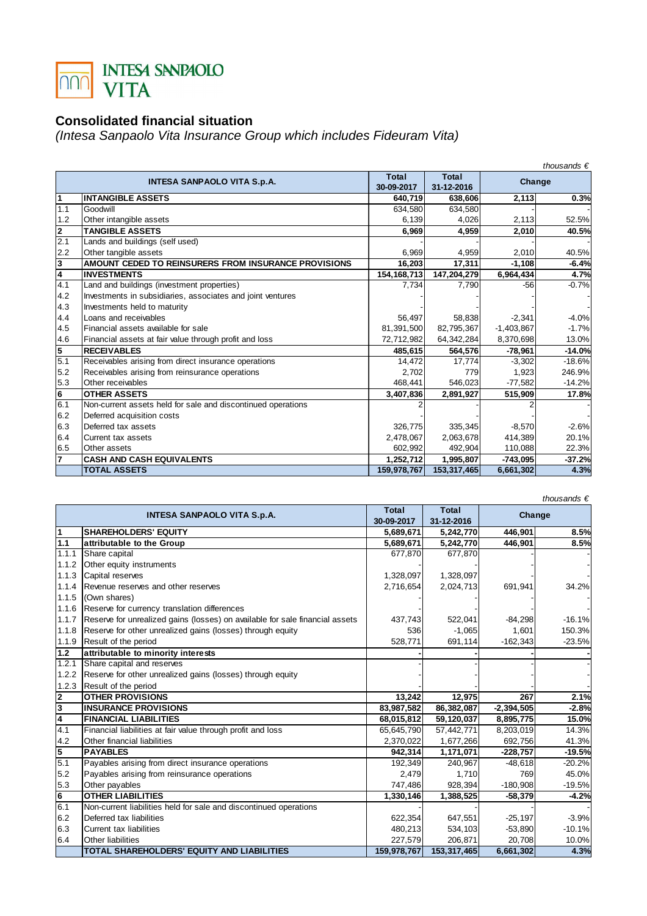INTESA SANPAOLO VITA

## Consolidated financial situation

*(Intesa Sanpaolo Vita Insurance Group which includes Fideuram Vita)*

*thousands €*

| | INTESA SANPAOLO VITA S.p.A. | Total 30-09-2017 | Total 31-12-2016 | Change | |
|---|---|---|---|---|---|
| **1** | **INTANGIBLE ASSETS** | **640,719** | **638,606** | **2,113** | **0.3%** |
| 1.1 | Goodwill | 634,580 | 634,580 | - | - |
| 1.2 | Other intangible assets | 6,139 | 4,026 | 2,113 | 52.5% |
| **2** | **TANGIBLE ASSETS** | **6,969** | **4,959** | **2,010** | **40.5%** |
| 2.1 | Lands and buildings (self used) | - | - | - | - |
| 2.2 | Other tangible assets | 6,969 | 4,959 | 2,010 | 40.5% |
| **3** | **AMOUNT CEDED TO REINSURERS FROM INSURANCE PROVISIONS** | **16,203** | **17,311** | **-1,108** | **-6.4%** |
| **4** | **INVESTMENTS** | **154,168,713** | **147,204,279** | **6,964,434** | **4.7%** |
| 4.1 | Land and buildings (investment properties) | 7,734 | 7,790 | -56 | -0.7% |
| 4.2 | Investments in subsidiaries, associates and joint ventures | - | - | - | - |
| 4.3 | Investments held to maturity | - | - | - | - |
| 4.4 | Loans and receivables | 56,497 | 58,838 | -2,341 | -4.0% |
| 4.5 | Financial assets available for sale | 81,391,500 | 82,795,367 | -1,403,867 | -1.7% |
| 4.6 | Financial assets at fair value through profit and loss | 72,712,982 | 64,342,284 | 8,370,698 | 13.0% |
| **5** | **RECEIVABLES** | **485,615** | **564,576** | **-78,961** | **-14.0%** |
| 5.1 | Receivables arising from direct insurance operations | 14,472 | 17,774 | -3,302 | -18.6% |
| 5.2 | Receivables arising from reinsurance operations | 2,702 | 779 | 1,923 | 246.9% |
| 5.3 | Other receivables | 468,441 | 546,023 | -77,582 | -14.2% |
| **6** | **OTHER ASSETS** | **3,407,836** | **2,891,927** | **515,909** | **17.8%** |
| 6.1 | Non-current assets held for sale and discontinued operations | 2 | - | 2 | - |
| 6.2 | Deferred acquisition costs | - | - | - | - |
| 6.3 | Deferred tax assets | 326,775 | 335,345 | -8,570 | -2.6% |
| 6.4 | Current tax assets | 2,478,067 | 2,063,678 | 414,389 | 20.1% |
| 6.5 | Other assets | 602,992 | 492,904 | 110,088 | 22.3% |
| **7** | **CASH AND CASH EQUIVALENTS** | **1,252,712** | **1,995,807** | **-743,095** | **-37.2%** |
| | **TOTAL ASSETS** | **159,978,767** | **153,317,465** | **6,661,302** | **4.3%** |

*thousands €*

| | INTESA SANPAOLO VITA S.p.A. | Total 30-09-2017 | Total 31-12-2016 | Change | |
|---|---|---|---|---|---|
| **1** | **SHAREHOLDERS' EQUITY** | **5,689,671** | **5,242,770** | **446,901** | **8.5%** |
| **1.1** | **attributable to the Group** | **5,689,671** | **5,242,770** | **446,901** | **8.5%** |
| 1.1.1 | Share capital | 677,870 | 677,870 | - | - |
| 1.1.2 | Other equity instruments | - | - | - | - |
| 1.1.3 | Capital reserves | 1,328,097 | 1,328,097 | - | - |
| 1.1.4 | Revenue reserves and other reserves | 2,716,654 | 2,024,713 | 691,941 | 34.2% |
| 1.1.5 | (Own shares) | - | - | - | - |
| 1.1.6 | Reserve for currency translation differences | - | - | - | - |
| 1.1.7 | Reserve for unrealized gains (losses) on available for sale financial assets | 437,743 | 522,041 | -84,298 | -16.1% |
| 1.1.8 | Reserve for other unrealized gains (losses) through equity | 536 | -1,065 | 1,601 | 150.3% |
| 1.1.9 | Result of the period | 528,771 | 691,114 | -162,343 | -23.5% |
| **1.2** | **attributable to minority interests** | **-** | **-** | **-** | **-** |
| 1.2.1 | Share capital and reserves | - | - | - | - |
| 1.2.2 | Reserve for other unrealized gains (losses) through equity | - | - | - | - |
| 1.2.3 | Result of the period | - | - | - | - |
| **2** | **OTHER PROVISIONS** | **13,242** | **12,975** | **267** | **2.1%** |
| **3** | **INSURANCE PROVISIONS** | **83,987,582** | **86,382,087** | **-2,394,505** | **-2.8%** |
| **4** | **FINANCIAL LIABILITIES** | **68,015,812** | **59,120,037** | **8,895,775** | **15.0%** |
| 4.1 | Financial liabilities at fair value through profit and loss | 65,645,790 | 57,442,771 | 8,203,019 | 14.3% |
| 4.2 | Other financial liabilities | 2,370,022 | 1,677,266 | 692,756 | 41.3% |
| **5** | **PAYABLES** | **942,314** | **1,171,071** | **-228,757** | **-19.5%** |
| 5.1 | Payables arising from direct insurance operations | 192,349 | 240,967 | -48,618 | -20.2% |
| 5.2 | Payables arising from reinsurance operations | 2,479 | 1,710 | 769 | 45.0% |
| 5.3 | Other payables | 747,486 | 928,394 | -180,908 | -19.5% |
| **6** | **OTHER LIABILITIES** | **1,330,146** | **1,388,525** | **-58,379** | **-4.2%** |
| 6.1 | Non-current liabilities held for sale and discontinued operations | - | - | - | - |
| 6.2 | Deferred tax liabilities | 622,354 | 647,551 | -25,197 | -3.9% |
| 6.3 | Current tax liabilities | 480,213 | 534,103 | -53,890 | -10.1% |
| 6.4 | Other liabilities | 227,579 | 206,871 | 20,708 | 10.0% |
| | **TOTAL SHAREHOLDERS' EQUITY AND LIABILITIES** | **159,978,767** | **153,317,465** | **6,661,302** | **4.3%** |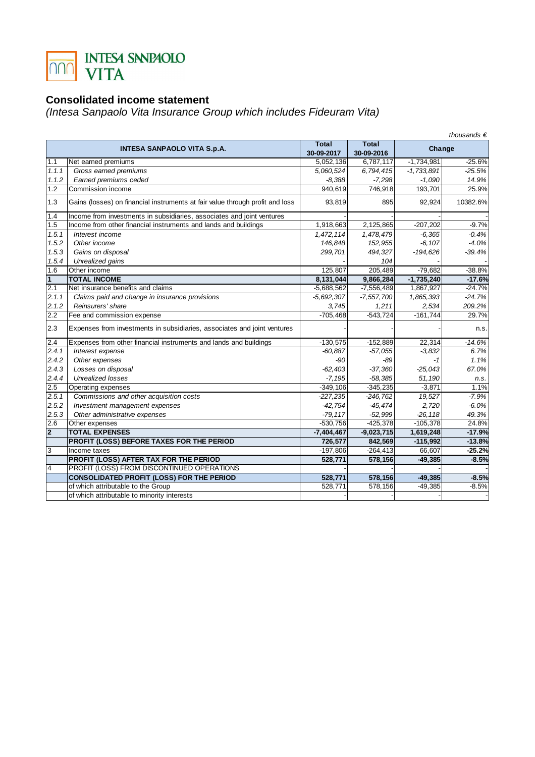INTESA SANPAOLO VITA

# Consolidated income statement

*(Intesa Sanpaolo Vita Insurance Group which includes Fideuram Vita)*

*thousands €*

| | INTESA SANPAOLO VITA S.p.A. | Total 30-09-2017 | Total 30-09-2016 | Change | |
|---|---|---|---|---|---|
| 1.1 | Net earned premiums | 5,052,136 | 6,787,117 | -1,734,981 | -25.6% |
| *1.1.1* | *Gross earned premiums* | *5,060,524* | *6,794,415* | *-1,733,891* | *-25.5%* |
| *1.1.2* | *Earned premiums ceded* | *-8,388* | *-7,298* | *-1,090* | *14.9%* |
| 1.2 | Commission income | 940,619 | 746,918 | 193,701 | 25.9% |
| 1.3 | Gains (losses) on financial instruments at fair value through profit and loss | 93,819 | 895 | 92,924 | 10382.6% |
| 1.4 | Income from investments in subsidiaries, associates and joint ventures | - | - | - | - |
| 1.5 | Income from other financial instruments and lands and buildings | 1,918,663 | 2,125,865 | -207,202 | -9.7% |
| *1.5.1* | *Interest income* | *1,472,114* | *1,478,479* | *-6,365* | *-0.4%* |
| *1.5.2* | *Other income* | *146,848* | *152,955* | *-6,107* | *-4.0%* |
| *1.5.3* | *Gains on disposal* | *299,701* | *494,327* | *-194,626* | *-39.4%* |
| *1.5.4* | *Unrealized gains* | *-* | *104* | *-* | *-* |
| 1.6 | Other income | 125,807 | 205,489 | -79,682 | -38.8% |
| **1** | **TOTAL INCOME** | **8,131,044** | **9,866,284** | **-1,735,240** | **-17.6%** |
| 2.1 | Net insurance benefits and claims | -5,688,562 | -7,556,489 | 1,867,927 | -24.7% |
| *2.1.1* | *Claims paid and change in insurance provisions* | *-5,692,307* | *-7,557,700* | *1,865,393* | *-24.7%* |
| *2.1.2* | *Reinsurers' share* | *3,745* | *1,211* | *2,534* | *209.2%* |
| 2.2 | Fee and commission expense | -705,468 | -543,724 | -161,744 | 29.7% |
| 2.3 | Expenses from investments in subsidiaries, associates and joint ventures | - | - | - | n.s. |
| 2.4 | Expenses from other financial instruments and lands and buildings | -130,575 | -152,889 | 22,314 | -14.6% |
| *2.4.1* | *Interest expense* | *-60,887* | *-57,055* | *-3,832* | *6.7%* |
| *2.4.2* | *Other expenses* | *-90* | *-89* | *-1* | *1.1%* |
| *2.4.3* | *Losses on disposal* | *-62,403* | *-37,360* | *-25,043* | *67.0%* |
| *2.4.4* | *Unrealized losses* | *-7,195* | *-58,385* | *51,190* | *n.s.* |
| 2.5 | Operating expenses | -349,106 | -345,235 | -3,871 | 1.1% |
| *2.5.1* | *Commissions and other acquisition costs* | *-227,235* | *-246,762* | *19,527* | *-7.9%* |
| *2.5.2* | *Investment management expenses* | *-42,754* | *-45,474* | *2,720* | *-6.0%* |
| *2.5.3* | *Other administrative expenses* | *-79,117* | *-52,999* | *-26,118* | *49.3%* |
| 2.6 | Other expenses | -530,756 | -425,378 | -105,378 | 24.8% |
| **2** | **TOTAL EXPENSES** | **-7,404,467** | **-9,023,715** | **1,619,248** | **-17.9%** |
| | **PROFIT (LOSS) BEFORE TAXES FOR THE PERIOD** | **726,577** | **842,569** | **-115,992** | **-13.8%** |
| 3 | Income taxes | -197,806 | -264,413 | 66,607 | **-25.2%** |
| | **PROFIT (LOSS) AFTER TAX FOR THE PERIOD** | **528,771** | **578,156** | **-49,385** | **-8.5%** |
| 4 | PROFIT (LOSS) FROM DISCONTINUED OPERATIONS | - | - | - | - |
| | **CONSOLIDATED PROFIT (LOSS) FOR THE PERIOD** | **528,771** | **578,156** | **-49,385** | **-8.5%** |
| | of which attributable to the Group | 528,771 | 578,156 | -49,385 | -8.5% |
| | of which attributable to minority interests | - | - | - | - |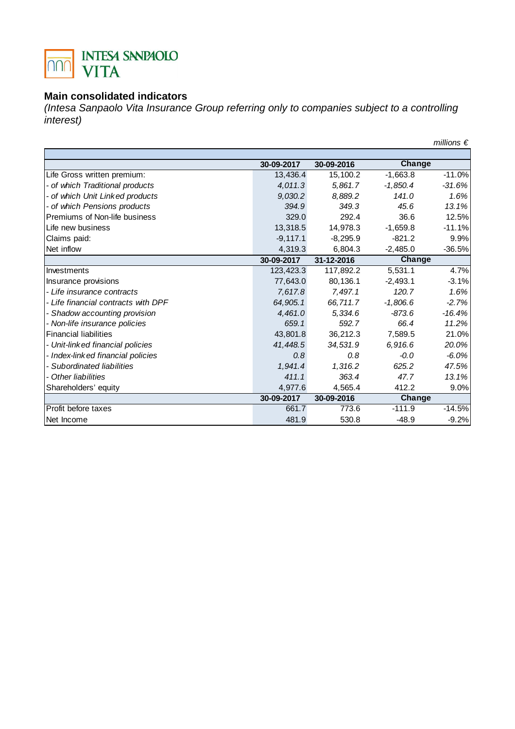INTESA SANPAOLO VITA

## Main consolidated indicators

*(Intesa Sanpaolo Vita Insurance Group referring only to companies subject to a controlling interest)*

*millions €*

| | 30-09-2017 | 30-09-2016 | Change | |
|---|---|---|---|---|
| Life Gross written premium: | 13,436.4 | 15,100.2 | -1,663.8 | -11.0% |
| *- of which Traditional products* | *4,011.3* | *5,861.7* | *-1,850.4* | *-31.6%* |
| *- of which Unit Linked products* | *9,030.2* | *8,889.2* | *141.0* | *1.6%* |
| *- of which Pensions products* | *394.9* | *349.3* | *45.6* | *13.1%* |
| Premiums of Non-life business | 329.0 | 292.4 | 36.6 | 12.5% |
| Life new business | 13,318.5 | 14,978.3 | -1,659.8 | -11.1% |
| Claims paid: | -9,117.1 | -8,295.9 | -821.2 | 9.9% |
| Net inflow | 4,319.3 | 6,804.3 | -2,485.0 | -36.5% |
| | **30-09-2017** | **31-12-2016** | **Change** | |
| Investments | 123,423.3 | 117,892.2 | 5,531.1 | 4.7% |
| Insurance provisions | 77,643.0 | 80,136.1 | -2,493.1 | -3.1% |
| *- Life insurance contracts* | *7,617.8* | *7,497.1* | *120.7* | *1.6%* |
| *- Life financial contracts with DPF* | *64,905.1* | *66,711.7* | *-1,806.6* | *-2.7%* |
| *- Shadow accounting provision* | *4,461.0* | *5,334.6* | *-873.6* | *-16.4%* |
| *- Non-life insurance policies* | *659.1* | *592.7* | *66.4* | *11.2%* |
| Financial liabilities | 43,801.8 | 36,212.3 | 7,589.5 | 21.0% |
| *- Unit-linked financial policies* | *41,448.5* | *34,531.9* | *6,916.6* | *20.0%* |
| *- Index-linked financial policies* | *0.8* | *0.8* | *-0.0* | *-6.0%* |
| *- Subordinated liabilities* | *1,941.4* | *1,316.2* | *625.2* | *47.5%* |
| *- Other liabilities* | *411.1* | *363.4* | *47.7* | *13.1%* |
| Shareholders' equity | 4,977.6 | 4,565.4 | 412.2 | 9.0% |
| | **30-09-2017** | **30-09-2016** | **Change** | |
| Profit before taxes | 661.7 | 773.6 | -111.9 | -14.5% |
| Net Income | 481.9 | 530.8 | -48.9 | -9.2% |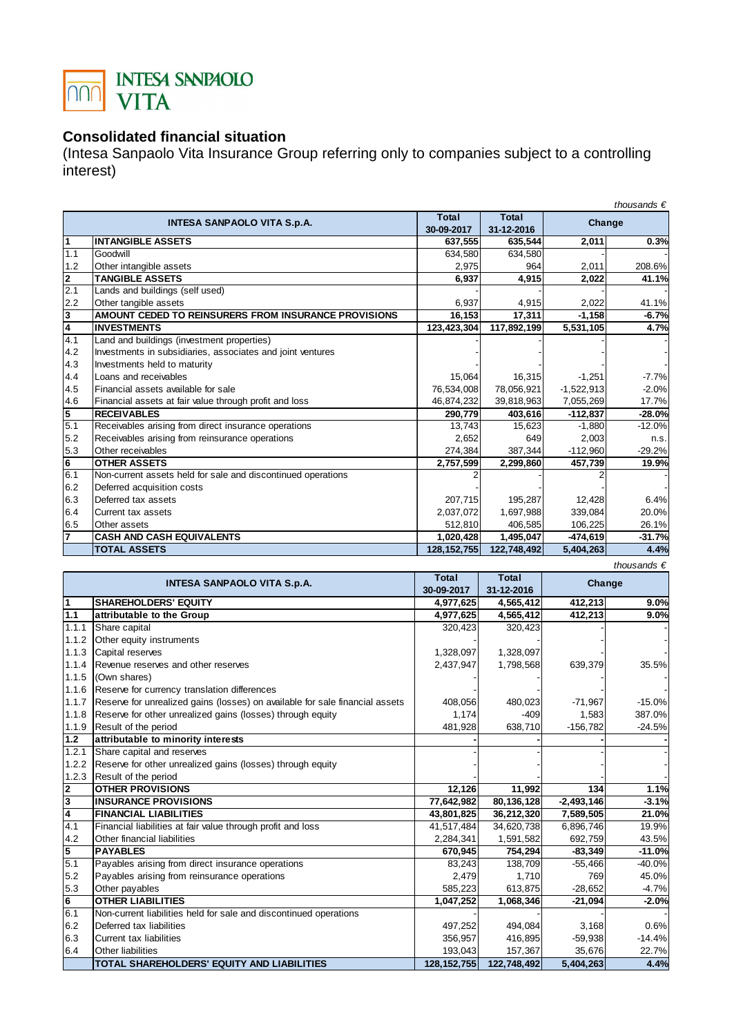INTESA SNNPAOLO VITA

## Consolidated financial situation

(Intesa Sanpaolo Vita Insurance Group referring only to companies subject to a controlling interest)

*thousands €*

| | INTESA SANPAOLO VITA S.p.A. | Total 30-09-2017 | Total 31-12-2016 | Change | |
|---|---|---|---|---|---|
| **1** | **INTANGIBLE ASSETS** | **637,555** | **635,544** | **2,011** | **0.3%** |
| 1.1 | Goodwill | 634,580 | 634,580 | - | - |
| 1.2 | Other intangible assets | 2,975 | 964 | 2,011 | 208.6% |
| **2** | **TANGIBLE ASSETS** | **6,937** | **4,915** | **2,022** | **41.1%** |
| 2.1 | Lands and buildings (self used) | - | - | - | - |
| 2.2 | Other tangible assets | 6,937 | 4,915 | 2,022 | 41.1% |
| **3** | **AMOUNT CEDED TO REINSURERS FROM INSURANCE PROVISIONS** | **16,153** | **17,311** | **-1,158** | **-6.7%** |
| **4** | **INVESTMENTS** | **123,423,304** | **117,892,199** | **5,531,105** | **4.7%** |
| 4.1 | Land and buildings (investment properties) | - | - | - | - |
| 4.2 | Investments in subsidiaries, associates and joint ventures | - | - | - | - |
| 4.3 | Investments held to maturity | - | - | - | - |
| 4.4 | Loans and receivables | 15,064 | 16,315 | -1,251 | -7.7% |
| 4.5 | Financial assets available for sale | 76,534,008 | 78,056,921 | -1,522,913 | -2.0% |
| 4.6 | Financial assets at fair value through profit and loss | 46,874,232 | 39,818,963 | 7,055,269 | 17.7% |
| **5** | **RECEIVABLES** | **290,779** | **403,616** | **-112,837** | **-28.0%** |
| 5.1 | Receivables arising from direct insurance operations | 13,743 | 15,623 | -1,880 | -12.0% |
| 5.2 | Receivables arising from reinsurance operations | 2,652 | 649 | 2,003 | n.s. |
| 5.3 | Other receivables | 274,384 | 387,344 | -112,960 | -29.2% |
| **6** | **OTHER ASSETS** | **2,757,599** | **2,299,860** | **457,739** | **19.9%** |
| 6.1 | Non-current assets held for sale and discontinued operations | 2 | - | 2 | - |
| 6.2 | Deferred acquisition costs | - | - | - | - |
| 6.3 | Deferred tax assets | 207,715 | 195,287 | 12,428 | 6.4% |
| 6.4 | Current tax assets | 2,037,072 | 1,697,988 | 339,084 | 20.0% |
| 6.5 | Other assets | 512,810 | 406,585 | 106,225 | 26.1% |
| **7** | **CASH AND CASH EQUIVALENTS** | **1,020,428** | **1,495,047** | **-474,619** | **-31.7%** |
| | **TOTAL ASSETS** | **128,152,755** | **122,748,492** | **5,404,263** | **4.4%** |

*thousands €*

| | INTESA SANPAOLO VITA S.p.A. | Total 30-09-2017 | Total 31-12-2016 | Change | |
|---|---|---|---|---|---|
| **1** | **SHAREHOLDERS' EQUITY** | **4,977,625** | **4,565,412** | **412,213** | **9.0%** |
| **1.1** | **attributable to the Group** | **4,977,625** | **4,565,412** | **412,213** | **9.0%** |
| 1.1.1 | Share capital | 320,423 | 320,423 | - | - |
| 1.1.2 | Other equity instruments | - | - | - | - |
| 1.1.3 | Capital reserves | 1,328,097 | 1,328,097 | - | - |
| 1.1.4 | Revenue reserves and other reserves | 2,437,947 | 1,798,568 | 639,379 | 35.5% |
| 1.1.5 | (Own shares) | - | - | - | - |
| 1.1.6 | Reserve for currency translation differences | - | - | - | - |
| 1.1.7 | Reserve for unrealized gains (losses) on available for sale financial assets | 408,056 | 480,023 | -71,967 | -15.0% |
| 1.1.8 | Reserve for other unrealized gains (losses) through equity | 1,174 | -409 | 1,583 | 387.0% |
| 1.1.9 | Result of the period | 481,928 | 638,710 | -156,782 | -24.5% |
| **1.2** | **attributable to minority interests** | **-** | **-** | **-** | **-** |
| 1.2.1 | Share capital and reserves | - | - | - | - |
| 1.2.2 | Reserve for other unrealized gains (losses) through equity | - | - | - | - |
| 1.2.3 | Result of the period | - | - | - | - |
| **2** | **OTHER PROVISIONS** | **12,126** | **11,992** | **134** | **1.1%** |
| **3** | **INSURANCE PROVISIONS** | **77,642,982** | **80,136,128** | **-2,493,146** | **-3.1%** |
| **4** | **FINANCIAL LIABILITIES** | **43,801,825** | **36,212,320** | **7,589,505** | **21.0%** |
| 4.1 | Financial liabilities at fair value through profit and loss | 41,517,484 | 34,620,738 | 6,896,746 | 19.9% |
| 4.2 | Other financial liabilities | 2,284,341 | 1,591,582 | 692,759 | 43.5% |
| **5** | **PAYABLES** | **670,945** | **754,294** | **-83,349** | **-11.0%** |
| 5.1 | Payables arising from direct insurance operations | 83,243 | 138,709 | -55,466 | -40.0% |
| 5.2 | Payables arising from reinsurance operations | 2,479 | 1,710 | 769 | 45.0% |
| 5.3 | Other payables | 585,223 | 613,875 | -28,652 | -4.7% |
| **6** | **OTHER LIABILITIES** | **1,047,252** | **1,068,346** | **-21,094** | **-2.0%** |
| 6.1 | Non-current liabilities held for sale and discontinued operations | - | - | - | - |
| 6.2 | Deferred tax liabilities | 497,252 | 494,084 | 3,168 | 0.6% |
| 6.3 | Current tax liabilities | 356,957 | 416,895 | -59,938 | -14.4% |
| 6.4 | Other liabilities | 193,043 | 157,367 | 35,676 | 22.7% |
| | **TOTAL SHAREHOLDERS' EQUITY AND LIABILITIES** | **128,152,755** | **122,748,492** | **5,404,263** | **4.4%** |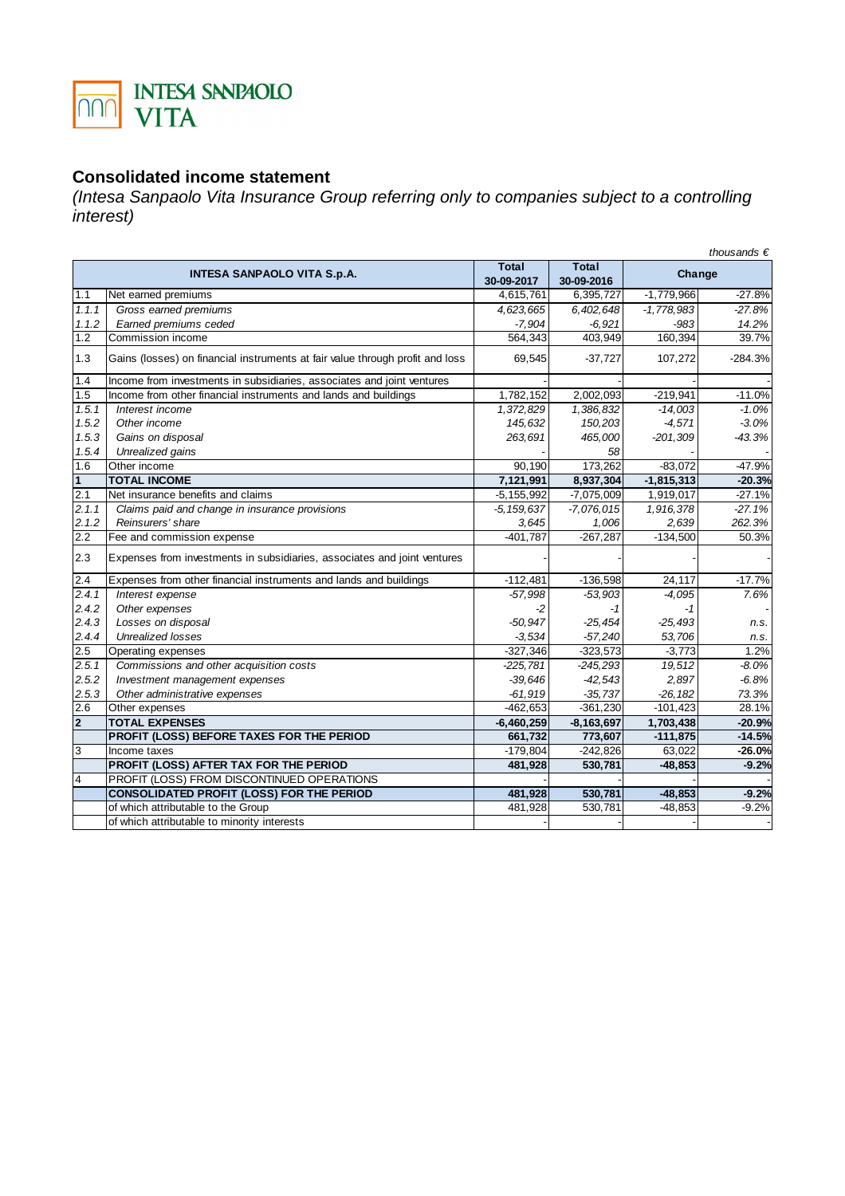INTESA SANPAOLO VITA

## Consolidated income statement

*(Intesa Sanpaolo Vita Insurance Group referring only to companies subject to a controlling interest)*

*thousands €*

| | INTESA SANPAOLO VITA S.p.A. | Total 30-09-2017 | Total 30-09-2016 | Change | |
|---|---|---|---|---|---|
| 1.1 | Net earned premiums | 4,615,761 | 6,395,727 | -1,779,966 | -27.8% |
| *1.1.1* | *Gross earned premiums* | *4,623,665* | *6,402,648* | *-1,778,983* | *-27.8%* |
| *1.1.2* | *Earned premiums ceded* | *-7,904* | *-6,921* | *-983* | *14.2%* |
| 1.2 | Commission income | 564,343 | 403,949 | 160,394 | 39.7% |
| 1.3 | Gains (losses) on financial instruments at fair value through profit and loss | 69,545 | -37,727 | 107,272 | -284.3% |
| 1.4 | Income from investments in subsidiaries, associates and joint ventures | - | - | - | - |
| 1.5 | Income from other financial instruments and lands and buildings | 1,782,152 | 2,002,093 | -219,941 | -11.0% |
| *1.5.1* | *Interest income* | *1,372,829* | *1,386,832* | *-14,003* | *-1.0%* |
| *1.5.2* | *Other income* | *145,632* | *150,203* | *-4,571* | *-3.0%* |
| *1.5.3* | *Gains on disposal* | *263,691* | *465,000* | *-201,309* | *-43.3%* |
| *1.5.4* | *Unrealized gains* | - | *58* | - | - |
| 1.6 | Other income | 90,190 | 173,262 | -83,072 | -47.9% |
| **1** | **TOTAL INCOME** | **7,121,991** | **8,937,304** | **-1,815,313** | **-20.3%** |
| 2.1 | Net insurance benefits and claims | -5,155,992 | -7,075,009 | 1,919,017 | -27.1% |
| *2.1.1* | *Claims paid and change in insurance provisions* | *-5,159,637* | *-7,076,015* | *1,916,378* | *-27.1%* |
| *2.1.2* | *Reinsurers' share* | *3,645* | *1,006* | *2,639* | *262.3%* |
| 2.2 | Fee and commission expense | -401,787 | -267,287 | -134,500 | 50.3% |
| 2.3 | Expenses from investments in subsidiaries, associates and joint ventures | - | - | - | - |
| 2.4 | Expenses from other financial instruments and lands and buildings | -112,481 | -136,598 | 24,117 | -17.7% |
| *2.4.1* | *Interest expense* | *-57,998* | *-53,903* | *-4,095* | *7.6%* |
| *2.4.2* | *Other expenses* | *-2* | *-1* | *-1* | - |
| *2.4.3* | *Losses on disposal* | *-50,947* | *-25,454* | *-25,493* | *n.s.* |
| *2.4.4* | *Unrealized losses* | *-3,534* | *-57,240* | *53,706* | *n.s.* |
| 2.5 | Operating expenses | -327,346 | -323,573 | -3,773 | 1.2% |
| *2.5.1* | *Commissions and other acquisition costs* | *-225,781* | *-245,293* | *19,512* | *-8.0%* |
| *2.5.2* | *Investment management expenses* | *-39,646* | *-42,543* | *2,897* | *-6.8%* |
| *2.5.3* | *Other administrative expenses* | *-61,919* | *-35,737* | *-26,182* | *73.3%* |
| 2.6 | Other expenses | -462,653 | -361,230 | -101,423 | 28.1% |
| **2** | **TOTAL EXPENSES** | **-6,460,259** | **-8,163,697** | **1,703,438** | **-20.9%** |
| | **PROFIT (LOSS) BEFORE TAXES FOR THE PERIOD** | **661,732** | **773,607** | **-111,875** | **-14.5%** |
| 3 | Income taxes | -179,804 | -242,826 | 63,022 | -26.0% |
| | **PROFIT (LOSS) AFTER TAX FOR THE PERIOD** | **481,928** | **530,781** | **-48,853** | **-9.2%** |
| 4 | PROFIT (LOSS) FROM DISCONTINUED OPERATIONS | - | - | - | - |
| | **CONSOLIDATED PROFIT (LOSS) FOR THE PERIOD** | **481,928** | **530,781** | **-48,853** | **-9.2%** |
| | of which attributable to the Group | 481,928 | 530,781 | -48,853 | -9.2% |
| | of which attributable to minority interests | - | - | - | - |